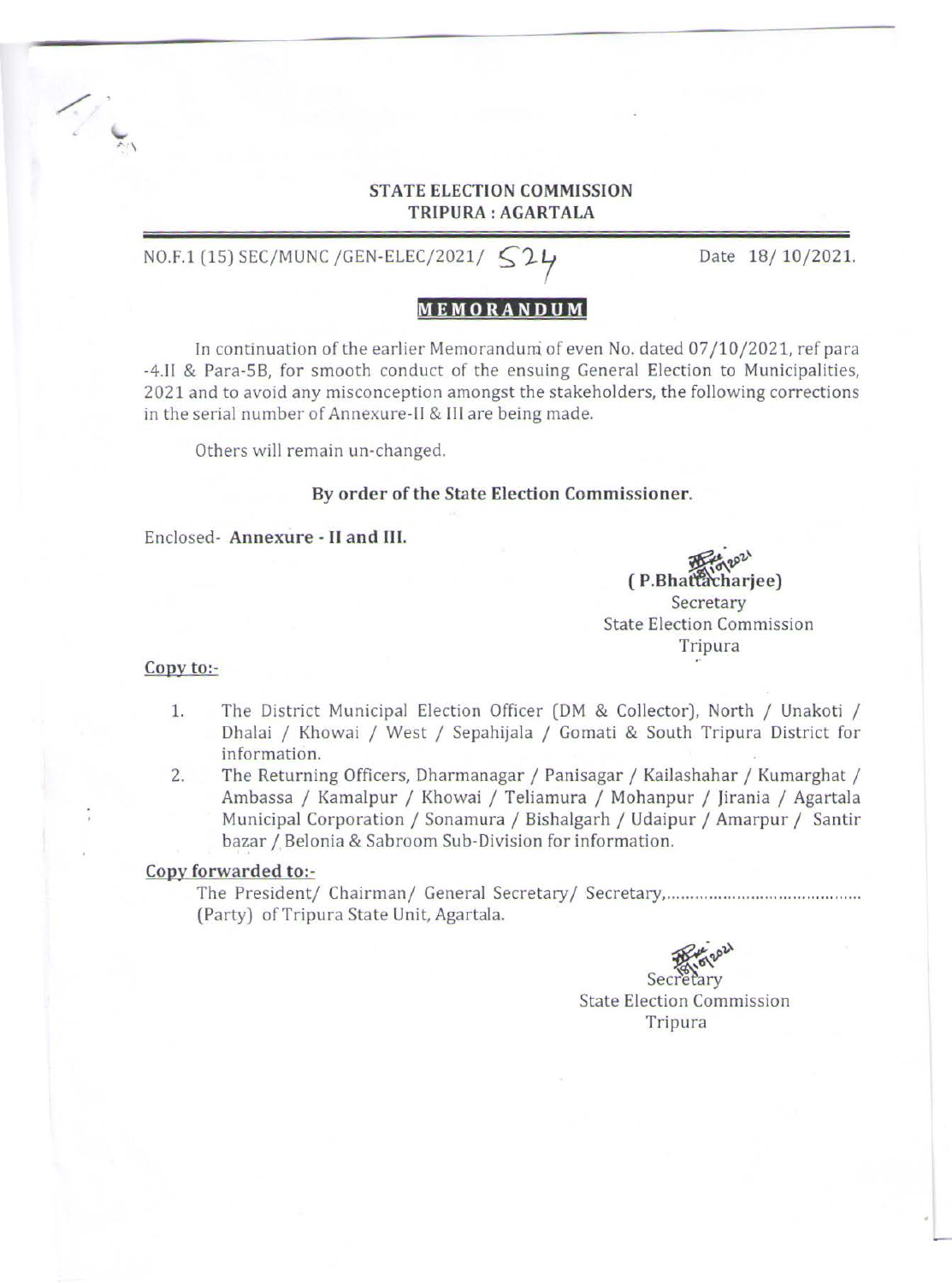**STATE ELECTION COMMISSION**
**TRIPURA : AGARTALA**

NO.F.1 (15) SEC/MUNC /GEN-ELEC/2021/ 524 Date 18/ 10/2021.

# MEMORANDUM

In continuation of the earlier Memorandum of even No. dated 07/10/2021, ref para -4.II & Para-5B, for smooth conduct of the ensuing General Election to Municipalities, 2021 and to avoid any misconception amongst the stakeholders, the following corrections in the serial number of Annexure-II & III are being made.

Others will remain un-changed.

**By order of the State Election Commissioner.**

Enclosed- **Annexure - II and III.**

( P.Bhattacharjee)
Secretary
State Election Commission
Tripura

**Copy to:-**

1. The District Municipal Election Officer (DM & Collector), North / Unakoti / Dhalai / Khowai / West / Sepahijala / Gomati & South Tripura District for information.
2. The Returning Officers, Dharmanagar / Panisagar / Kailashahar / Kumarghat / Ambassa / Kamalpur / Khowai / Teliamura / Mohanpur / Jirania / Agartala Municipal Corporation / Sonamura / Bishalgarh / Udaipur / Amarpur / Santir bazar / Belonia & Sabroom Sub-Division for information.

**Copy forwarded to:-**

The President/ Chairman/ General Secretary/ Secretary,......................................... (Party) of Tripura State Unit, Agartala.

Secretary
State Election Commission
Tripura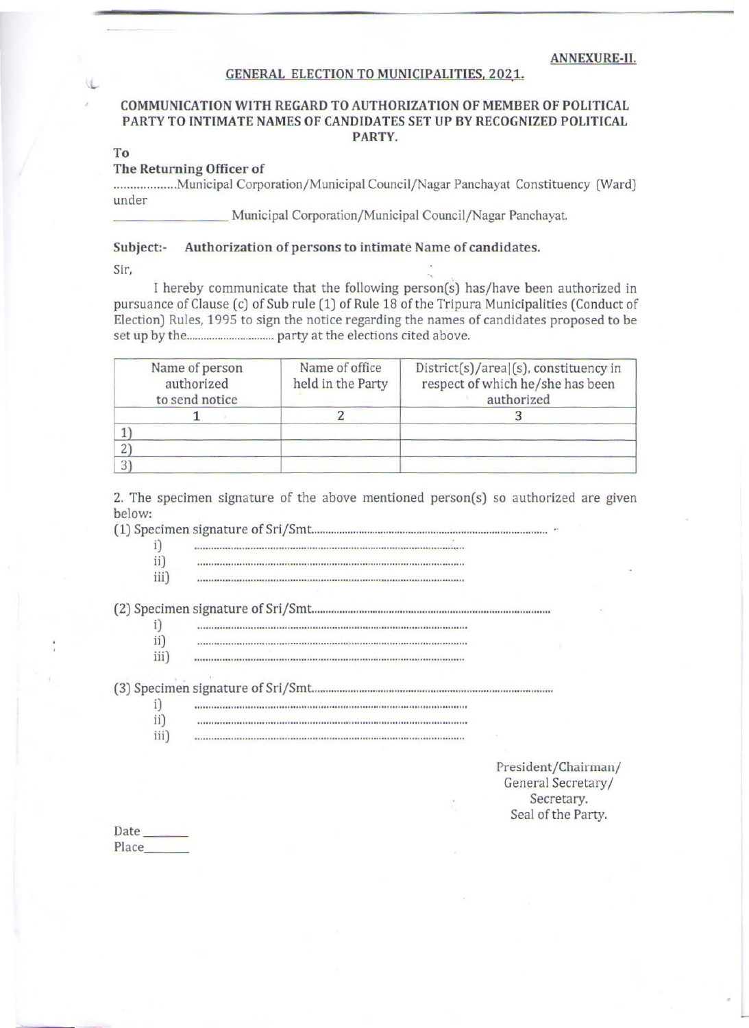**ANNEXURE-II.**

**GENERAL ELECTION TO MUNICIPALITIES, 2021.**

**COMMUNICATION WITH REGARD TO AUTHORIZATION OF MEMBER OF POLITICAL PARTY TO INTIMATE NAMES OF CANDIDATES SET UP BY RECOGNIZED POLITICAL PARTY.**

**To**

**The Returning Officer of**

..................Municipal Corporation/Municipal Council/Nagar Panchayat Constituency (Ward) under

_________________ Municipal Corporation/Municipal Council/Nagar Panchayat.

**Subject:- Authorization of persons to intimate Name of candidates.**

Sir,

I hereby communicate that the following person(s) has/have been authorized in pursuance of Clause (c) of Sub rule (1) of Rule 18 of the Tripura Municipalities (Conduct of Election) Rules, 1995 to sign the notice regarding the names of candidates proposed to be set up by the.............................. party at the elections cited above.

| Name of person authorized to send notice | Name of office held in the Party | District(s)/area|(s), constituency in respect of which he/she has been authorized |
|---|---|---|
| 1 | 2 | 3 |
| 1) | | |
| 2) | | |
| 3) | | |

2. The specimen signature of the above mentioned person(s) so authorized are given below:

(1) Specimen signature of Sri/Smt...............................................................................

i) ...............................................................................................

ii) ...............................................................................................

iii) ...............................................................................................

(2) Specimen signature of Sri/Smt...............................................................................

i) ...............................................................................................

ii) ...............................................................................................

iii) ...............................................................................................

(3) Specimen signature of Sri/Smt...............................................................................

i) ...............................................................................................

ii) ...............................................................................................

iii) ...............................................................................................

President/Chairman/
General Secretary/
Secretary.
Seal of the Party.

Date _______

Place_______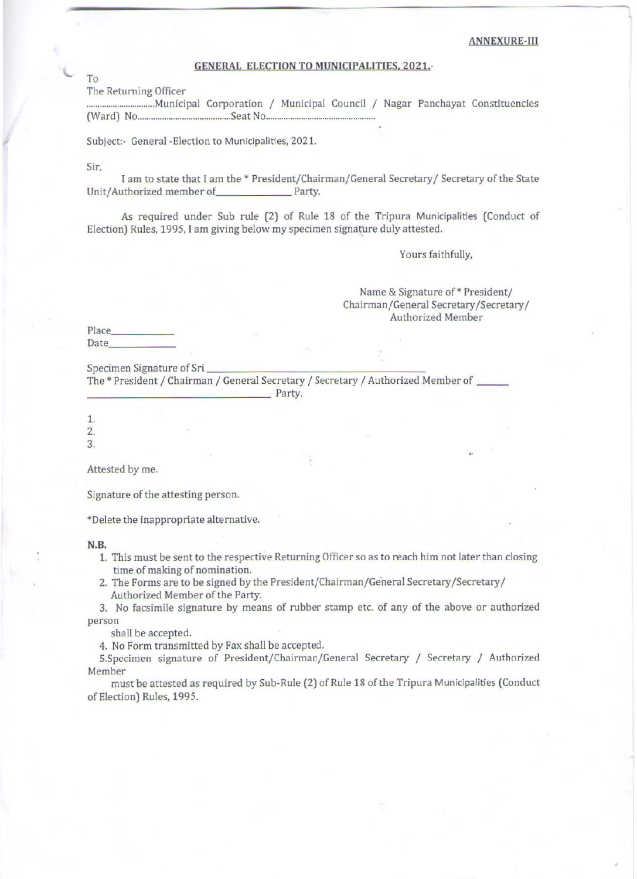ANNEXURE-III

## GENERAL ELECTION TO MUNICIPALITIES, 2021.

To
The Returning Officer
.............................Municipal Corporation / Municipal Council / Nagar Panchayat Constituencies (Ward) No........................................Seat No...............................................

Subject:- General -Election to Municipalities, 2021.

Sir,

I am to state that I am the * President/Chairman/General Secretary/ Secretary of the State Unit/Authorized member of______________ Party.

As required under Sub rule (2) of Rule 18 of the Tripura Municipalities (Conduct of Election) Rules, 1995, I am giving below my specimen signature duly attested.

Yours faithfully,

Name & Signature of * President/
Chairman/General Secretary/Secretary/
Authorized Member

Place____________
Date____________

Specimen Signature of Sri ________________________________________
The * President / Chairman / General Secretary / Secretary / Authorized Member of ______
________________________________ Party.

1.
2.
3.

Attested by me.

Signature of the attesting person.

*Delete the inappropriate alternative.

**N.B.**

1. This must be sent to the respective Returning Officer so as to reach him not later than closing time of making of nomination.
2. The Forms are to be signed by the President/Chairman/General Secretary/Secretary/ Authorized Member of the Party.
3. No facsimile signature by means of rubber stamp etc. of any of the above or authorized person shall be accepted.
4. No Form transmitted by Fax shall be accepted.
5. Specimen signature of President/Chairman/General Secretary / Secretary / Authorized Member must be attested as required by Sub-Rule (2) of Rule 18 of the Tripura Municipalities (Conduct of Election) Rules, 1995.